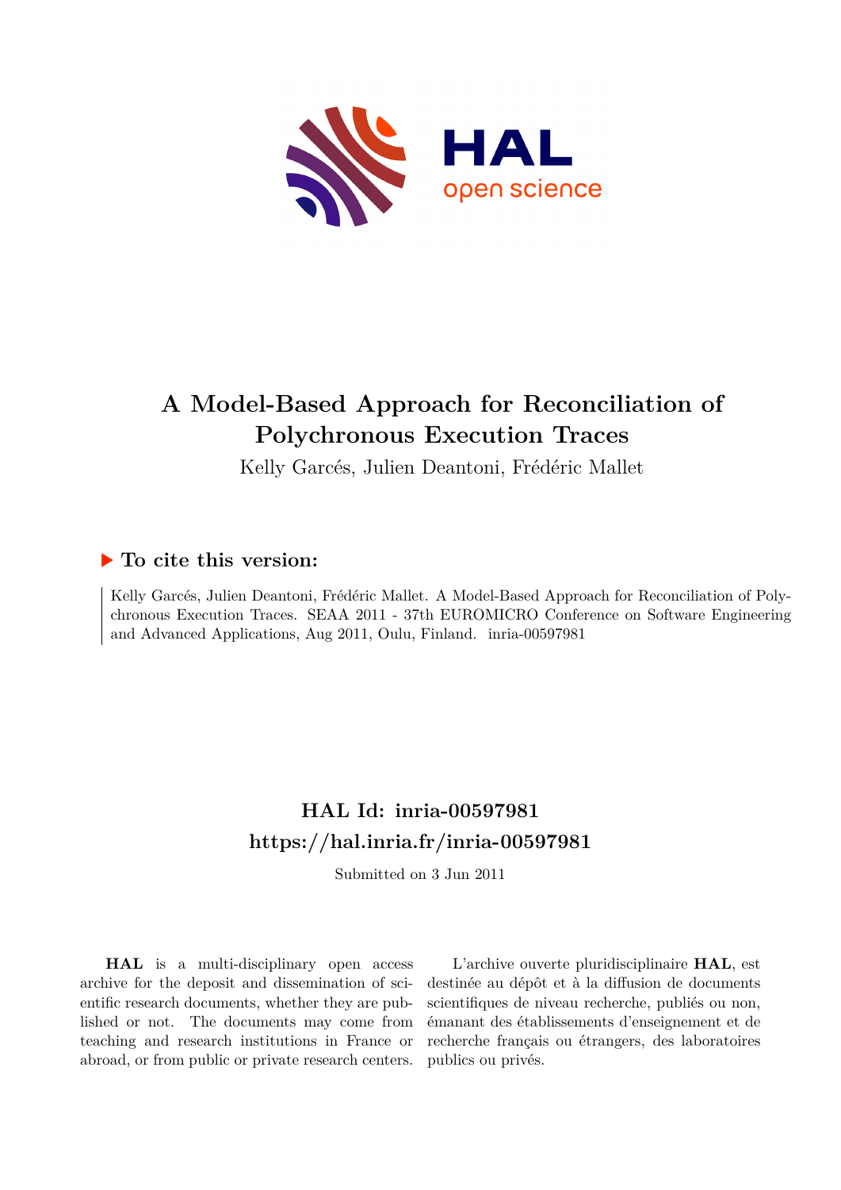# A Model-Based Approach for Reconciliation of Polychronous Execution Traces

Kelly Garcés, Julien Deantoni, Frédéric Mallet

## ▶ To cite this version:

Kelly Garcés, Julien Deantoni, Frédéric Mallet. A Model-Based Approach for Reconciliation of Polychronous Execution Traces. SEAA 2011 - 37th EUROMICRO Conference on Software Engineering and Advanced Applications, Aug 2011, Oulu, Finland. inria-00597981

## HAL Id: inria-00597981

## https://hal.inria.fr/inria-00597981

Submitted on 3 Jun 2011

**HAL** is a multi-disciplinary open access archive for the deposit and dissemination of scientific research documents, whether they are published or not. The documents may come from teaching and research institutions in France or abroad, or from public or private research centers.

L'archive ouverte pluridisciplinaire **HAL**, est destinée au dépôt et à la diffusion de documents scientifiques de niveau recherche, publiés ou non, émanant des établissements d'enseignement et de recherche français ou étrangers, des laboratoires publics ou privés.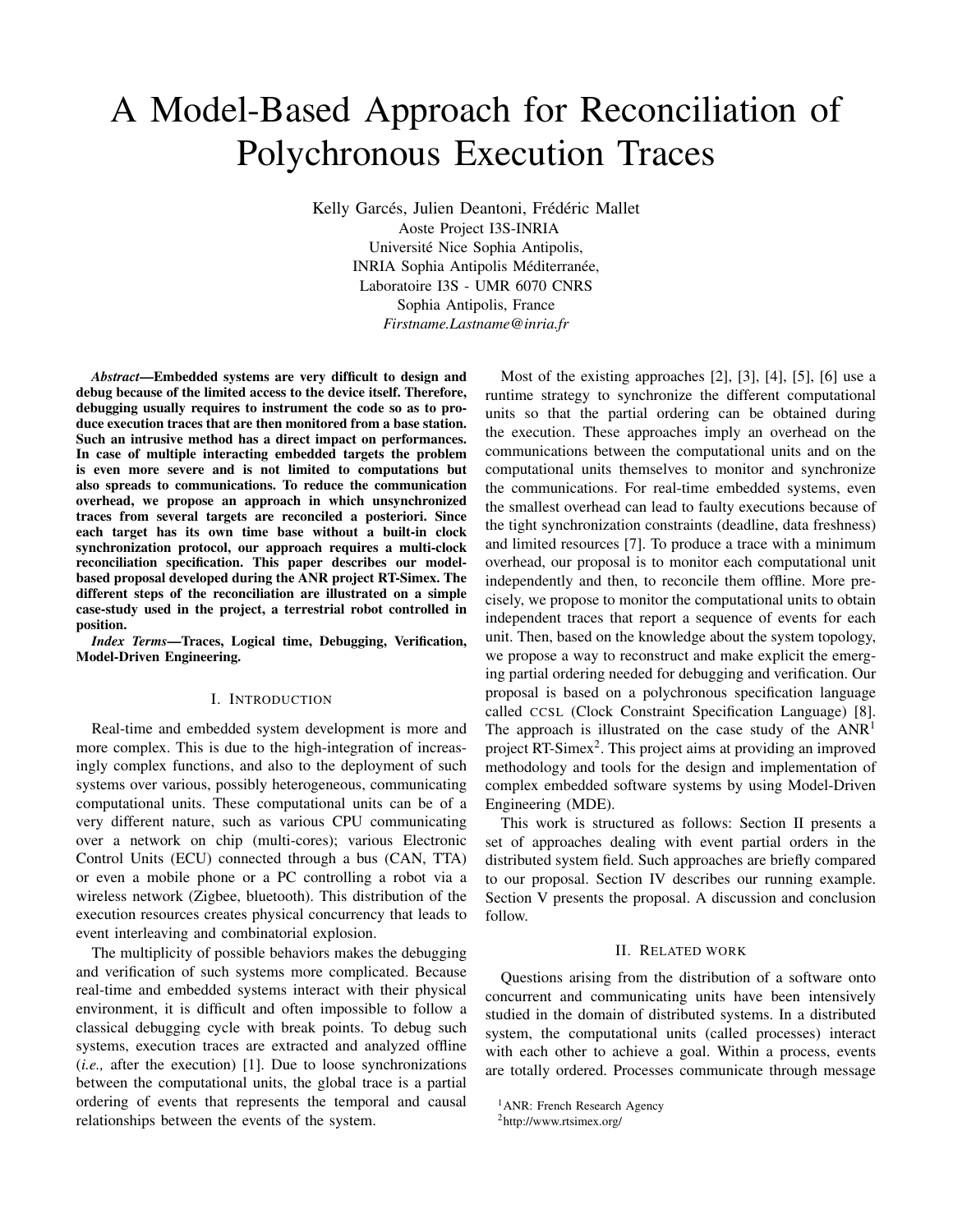# A Model-Based Approach for Reconciliation of Polychronous Execution Traces

Kelly Garcés, Julien Deantoni, Frédéric Mallet
Aoste Project I3S-INRIA
Université Nice Sophia Antipolis,
INRIA Sophia Antipolis Méditerranée,
Laboratoire I3S - UMR 6070 CNRS
Sophia Antipolis, France
*Firstname.Lastname@inria.fr*

***Abstract*—Embedded systems are very difficult to design and debug because of the limited access to the device itself. Therefore, debugging usually requires to instrument the code so as to produce execution traces that are then monitored from a base station. Such an intrusive method has a direct impact on performances. In case of multiple interacting embedded targets the problem is even more severe and is not limited to computations but also spreads to communications. To reduce the communication overhead, we propose an approach in which unsynchronized traces from several targets are reconciled a posteriori. Since each target has its own time base without a built-in clock synchronization protocol, our approach requires a multi-clock reconciliation specification. This paper describes our model-based proposal developed during the ANR project RT-Simex. The different steps of the reconciliation are illustrated on a simple case-study used in the project, a terrestrial robot controlled in position.**

***Index Terms*—Traces, Logical time, Debugging, Verification, Model-Driven Engineering.**

## I. Introduction

Real-time and embedded system development is more and more complex. This is due to the high-integration of increasingly complex functions, and also to the deployment of such systems over various, possibly heterogeneous, communicating computational units. These computational units can be of a very different nature, such as various CPU communicating over a network on chip (multi-cores); various Electronic Control Units (ECU) connected through a bus (CAN, TTA) or even a mobile phone or a PC controlling a robot via a wireless network (Zigbee, bluetooth). This distribution of the execution resources creates physical concurrency that leads to event interleaving and combinatorial explosion.

The multiplicity of possible behaviors makes the debugging and verification of such systems more complicated. Because real-time and embedded systems interact with their physical environment, it is difficult and often impossible to follow a classical debugging cycle with break points. To debug such systems, execution traces are extracted and analyzed offline (*i.e.,* after the execution) [1]. Due to loose synchronizations between the computational units, the global trace is a partial ordering of events that represents the temporal and causal relationships between the events of the system.

Most of the existing approaches [2], [3], [4], [5], [6] use a runtime strategy to synchronize the different computational units so that the partial ordering can be obtained during the execution. These approaches imply an overhead on the communications between the computational units and on the computational units themselves to monitor and synchronize the communications. For real-time embedded systems, even the smallest overhead can lead to faulty executions because of the tight synchronization constraints (deadline, data freshness) and limited resources [7]. To produce a trace with a minimum overhead, our proposal is to monitor each computational unit independently and then, to reconcile them offline. More precisely, we propose to monitor the computational units to obtain independent traces that report a sequence of events for each unit. Then, based on the knowledge about the system topology, we propose a way to reconstruct and make explicit the emerging partial ordering needed for debugging and verification. Our proposal is based on a polychronous specification language called CCSL (Clock Constraint Specification Language) [8]. The approach is illustrated on the case study of the ANR[1] project RT-Simex[2]. This project aims at providing an improved methodology and tools for the design and implementation of complex embedded software systems by using Model-Driven Engineering (MDE).

This work is structured as follows: Section II presents a set of approaches dealing with event partial orders in the distributed system field. Such approaches are briefly compared to our proposal. Section IV describes our running example. Section V presents the proposal. A discussion and conclusion follow.

## II. Related work

Questions arising from the distribution of a software onto concurrent and communicating units have been intensively studied in the domain of distributed systems. In a distributed system, the computational units (called processes) interact with each other to achieve a goal. Within a process, events are totally ordered. Processes communicate through message

[1]ANR: French Research Agency
[2]http://www.rtsimex.org/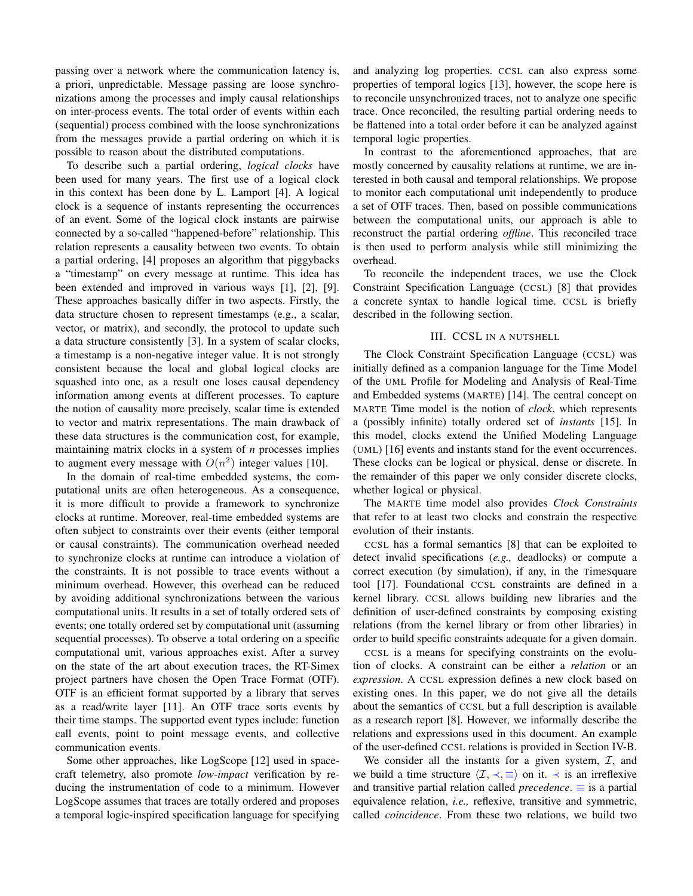passing over a network where the communication latency is, a priori, unpredictable. Message passing are loose synchronizations among the processes and imply causal relationships on inter-process events. The total order of events within each (sequential) process combined with the loose synchronizations from the messages provide a partial ordering on which it is possible to reason about the distributed computations.

To describe such a partial ordering, *logical clocks* have been used for many years. The first use of a logical clock in this context has been done by L. Lamport [4]. A logical clock is a sequence of instants representing the occurrences of an event. Some of the logical clock instants are pairwise connected by a so-called "happened-before" relationship. This relation represents a causality between two events. To obtain a partial ordering, [4] proposes an algorithm that piggybacks a "timestamp" on every message at runtime. This idea has been extended and improved in various ways [1], [2], [9]. These approaches basically differ in two aspects. Firstly, the data structure chosen to represent timestamps (e.g., a scalar, vector, or matrix), and secondly, the protocol to update such a data structure consistently [3]. In a system of scalar clocks, a timestamp is a non-negative integer value. It is not strongly consistent because the local and global logical clocks are squashed into one, as a result one loses causal dependency information among events at different processes. To capture the notion of causality more precisely, scalar time is extended to vector and matrix representations. The main drawback of these data structures is the communication cost, for example, maintaining matrix clocks in a system of *n* processes implies to augment every message with $O(n^2)$ integer values [10].

In the domain of real-time embedded systems, the computational units are often heterogeneous. As a consequence, it is more difficult to provide a framework to synchronize clocks at runtime. Moreover, real-time embedded systems are often subject to constraints over their events (either temporal or causal constraints). The communication overhead needed to synchronize clocks at runtime can introduce a violation of the constraints. It is not possible to trace events without a minimum overhead. However, this overhead can be reduced by avoiding additional synchronizations between the various computational units. It results in a set of totally ordered sets of events; one totally ordered set by computational unit (assuming sequential processes). To observe a total ordering on a specific computational unit, various approaches exist. After a survey on the state of the art about execution traces, the RT-Simex project partners have chosen the Open Trace Format (OTF). OTF is an efficient format supported by a library that serves as a read/write layer [11]. An OTF trace sorts events by their time stamps. The supported event types include: function call events, point to point message events, and collective communication events.

Some other approaches, like LogScope [12] used in spacecraft telemetry, also promote *low-impact* verification by reducing the instrumentation of code to a minimum. However LogScope assumes that traces are totally ordered and proposes a temporal logic-inspired specification language for specifying and analyzing log properties. CCSL can also express some properties of temporal logics [13], however, the scope here is to reconcile unsynchronized traces, not to analyze one specific trace. Once reconciled, the resulting partial ordering needs to be flattened into a total order before it can be analyzed against temporal logic properties.

In contrast to the aforementioned approaches, that are mostly concerned by causality relations at runtime, we are interested in both causal and temporal relationships. We propose to monitor each computational unit independently to produce a set of OTF traces. Then, based on possible communications between the computational units, our approach is able to reconstruct the partial ordering *offline*. This reconciled trace is then used to perform analysis while still minimizing the overhead.

To reconcile the independent traces, we use the Clock Constraint Specification Language (CCSL) [8] that provides a concrete syntax to handle logical time. CCSL is briefly described in the following section.

## III. CCSL in a nutshell

The Clock Constraint Specification Language (CCSL) was initially defined as a companion language for the Time Model of the UML Profile for Modeling and Analysis of Real-Time and Embedded systems (MARTE) [14]. The central concept on MARTE Time model is the notion of *clock*, which represents a (possibly infinite) totally ordered set of *instants* [15]. In this model, clocks extend the Unified Modeling Language (UML) [16] events and instants stand for the event occurrences. These clocks can be logical or physical, dense or discrete. In the remainder of this paper we only consider discrete clocks, whether logical or physical.

The MARTE time model also provides *Clock Constraints* that refer to at least two clocks and constrain the respective evolution of their instants.

CCSL has a formal semantics [8] that can be exploited to detect invalid specifications (*e.g.,* deadlocks) or compute a correct execution (by simulation), if any, in the TimeSquare tool [17]. Foundational CCSL constraints are defined in a kernel library. CCSL allows building new libraries and the definition of user-defined constraints by composing existing relations (from the kernel library or from other libraries) in order to build specific constraints adequate for a given domain.

CCSL is a means for specifying constraints on the evolution of clocks. A constraint can be either a *relation* or an *expression*. A CCSL expression defines a new clock based on existing ones. In this paper, we do not give all the details about the semantics of CCSL but a full description is available as a research report [8]. However, we informally describe the relations and expressions used in this document. An example of the user-defined CCSL relations is provided in Section IV-B.

We consider all the instants for a given system, $\mathcal{I}$, and we build a time structure $\langle \mathcal{I}, \prec, \equiv \rangle$ on it. $\prec$ is an irreflexive and transitive partial relation called *precedence*. $\equiv$ is a partial equivalence relation, *i.e.,* reflexive, transitive and symmetric, called *coincidence*. From these two relations, we build two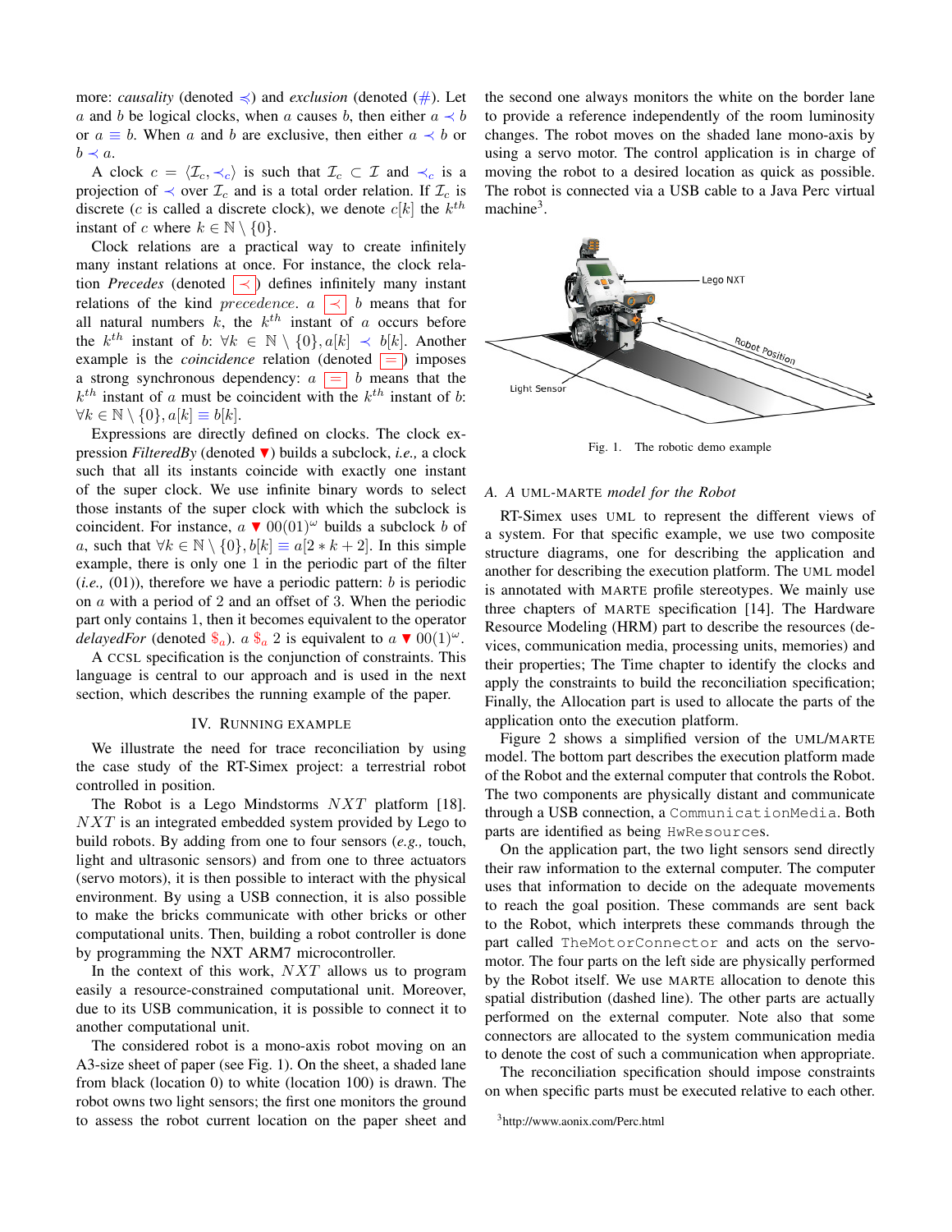more: *causality* (denoted $\preccurlyeq$) and *exclusion* (denoted (#). Let $a$ and $b$ be logical clocks, when $a$ causes $b$, then either $a \prec b$ or $a \equiv b$. When $a$ and $b$ are exclusive, then either $a \prec b$ or $b \prec a$.

A clock $c = \langle \mathcal{I}_c, \prec_c \rangle$ is such that $\mathcal{I}_c \subset \mathcal{I}$ and $\prec_c$ is a projection of $\prec$ over $\mathcal{I}_c$ and is a total order relation. If $\mathcal{I}_c$ is discrete ($c$ is called a discrete clock), we denote $c[k]$ the $k^{th}$ instant of $c$ where $k \in \mathbb{N} \setminus \{0\}$.

Clock relations are a practical way to create infinitely many instant relations at once. For instance, the clock relation *Precedes* (denoted $\boxed{\prec}$) defines infinitely many instant relations of the kind $precedence$. $a \boxed{\prec} b$ means that for all natural numbers $k$, the $k^{th}$ instant of $a$ occurs before the $k^{th}$ instant of $b$: $\forall k \in \mathbb{N} \setminus \{0\}, a[k] \prec b[k]$. Another example is the *coincidence* relation (denoted $\boxed{=}$) imposes a strong synchronous dependency: $a \boxed{=} b$ means that the $k^{th}$ instant of $a$ must be coincident with the $k^{th}$ instant of $b$: $\forall k \in \mathbb{N} \setminus \{0\}, a[k] \equiv b[k]$.

Expressions are directly defined on clocks. The clock expression *FilteredBy* (denoted $\blacktriangledown$) builds a subclock, *i.e.,* a clock such that all its instants coincide with exactly one instant of the super clock. We use infinite binary words to select those instants of the super clock with which the subclock is coincident. For instance, $a \blacktriangledown 00(01)^{\omega}$ builds a subclock $b$ of $a$, such that $\forall k \in \mathbb{N} \setminus \{0\}, b[k] \equiv a[2 * k + 2]$. In this simple example, there is only one 1 in the periodic part of the filter (*i.e.,* (01)), therefore we have a periodic pattern: $b$ is periodic on $a$ with a period of 2 and an offset of 3. When the periodic part only contains 1, then it becomes equivalent to the operator *delayedFor* (denoted $\$_a$). $a \ \$_a \ 2$ is equivalent to $a \blacktriangledown 00(1)^{\omega}$.

A CCSL specification is the conjunction of constraints. This language is central to our approach and is used in the next section, which describes the running example of the paper.

## IV. Running Example

We illustrate the need for trace reconciliation by using the case study of the RT-Simex project: a terrestrial robot controlled in position.

The Robot is a Lego Mindstorms $NXT$ platform [18]. $NXT$ is an integrated embedded system provided by Lego to build robots. By adding from one to four sensors (*e.g.,* touch, light and ultrasonic sensors) and from one to three actuators (servo motors), it is then possible to interact with the physical environment. By using a USB connection, it is also possible to make the bricks communicate with other bricks or other computational units. Then, building a robot controller is done by programming the NXT ARM7 microcontroller.

In the context of this work, $NXT$ allows us to program easily a resource-constrained computational unit. Moreover, due to its USB communication, it is possible to connect it to another computational unit.

The considered robot is a mono-axis robot moving on an A3-size sheet of paper (see Fig. 1). On the sheet, a shaded lane from black (location 0) to white (location 100) is drawn. The robot owns two light sensors; the first one monitors the ground to assess the robot current location on the paper sheet and the second one always monitors the white on the border lane to provide a reference independently of the room luminosity changes. The robot moves on the shaded lane mono-axis by using a servo motor. The control application is in charge of moving the robot to a desired location as quick as possible. The robot is connected via a USB cable to a Java Perc virtual machine[3].

Fig. 1. The robotic demo example

### A. A UML-MARTE *model for the Robot*

RT-Simex uses UML to represent the different views of a system. For that specific example, we use two composite structure diagrams, one for describing the application and another for describing the execution platform. The UML model is annotated with MARTE profile stereotypes. We mainly use three chapters of MARTE specification [14]. The Hardware Resource Modeling (HRM) part to describe the resources (devices, communication media, processing units, memories) and their properties; The Time chapter to identify the clocks and apply the constraints to build the reconciliation specification; Finally, the Allocation part is used to allocate the parts of the application onto the execution platform.

Figure 2 shows a simplified version of the UML/MARTE model. The bottom part describes the execution platform made of the Robot and the external computer that controls the Robot. The two components are physically distant and communicate through a USB connection, a `CommunicationMedia`. Both parts are identified as being `HwResources`.

On the application part, the two light sensors send directly their raw information to the external computer. The computer uses that information to decide on the adequate movements to reach the goal position. These commands are sent back to the Robot, which interprets these commands through the part called `TheMotorConnector` and acts on the servo-motor. The four parts on the left side are physically performed by the Robot itself. We use MARTE allocation to denote this spatial distribution (dashed line). The other parts are actually performed on the external computer. Note also that some connectors are allocated to the system communication media to denote the cost of such a communication when appropriate.

The reconciliation specification should impose constraints on when specific parts must be executed relative to each other.

[3] http://www.aonix.com/Perc.html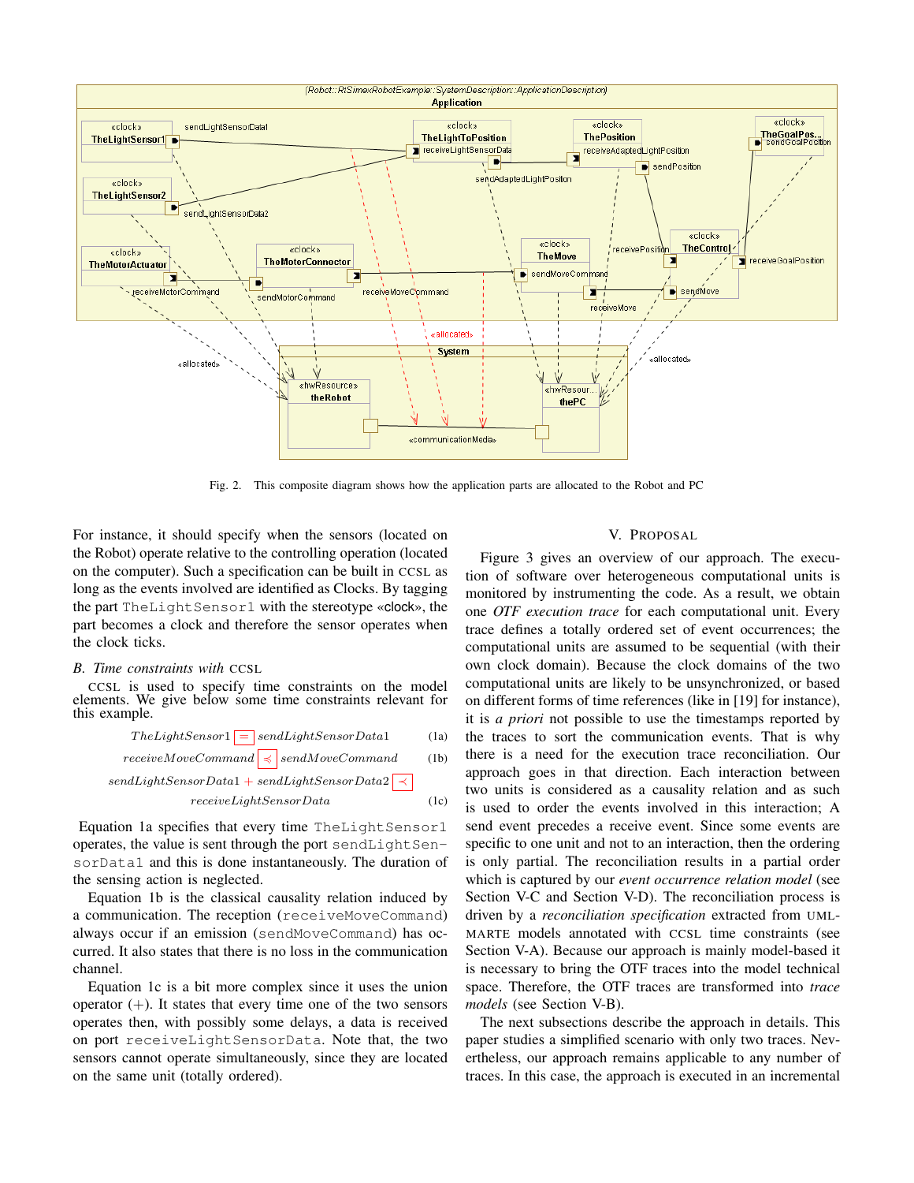Fig. 2. This composite diagram shows how the application parts are allocated to the Robot and PC

For instance, it should specify when the sensors (located on the Robot) operate relative to the controlling operation (located on the computer). Such a specification can be built in CCSL as long as the events involved are identified as Clocks. By tagging the part TheLightSensor1 with the stereotype «clock», the part becomes a clock and therefore the sensor operates when the clock ticks.

### B. Time constraints with CCSL

CCSL is used to specify time constraints on the model elements. We give below some time constraints relevant for this example.

$$TheLightSensor1 \; \boxed{=} \; sendLightSensorData1 \tag{1a}$$

$$receiveMoveCommand \; \boxed{\preccurlyeq} \; sendMoveCommand \tag{1b}$$

$$sendLightSensorData1 + sendLightSensorData2 \; \boxed{\prec} \; receiveLightSensorData \tag{1c}$$

Equation 1a specifies that every time TheLightSensor1 operates, the value is sent through the port sendLightSensorData1 and this is done instantaneously. The duration of the sensing action is neglected.

Equation 1b is the classical causality relation induced by a communication. The reception (receiveMoveCommand) always occur if an emission (sendMoveCommand) has occurred. It also states that there is no loss in the communication channel.

Equation 1c is a bit more complex since it uses the union operator ($+$). It states that every time one of the two sensors operates then, with possibly some delays, a data is received on port receiveLightSensorData. Note that, the two sensors cannot operate simultaneously, since they are located on the same unit (totally ordered).

## V. Proposal

Figure 3 gives an overview of our approach. The execution of software over heterogeneous computational units is monitored by instrumenting the code. As a result, we obtain one *OTF execution trace* for each computational unit. Every trace defines a totally ordered set of event occurrences; the computational units are assumed to be sequential (with their own clock domain). Because the clock domains of the two computational units are likely to be unsynchronized, or based on different forms of time references (like in [19] for instance), it is *a priori* not possible to use the timestamps reported by the traces to sort the communication events. That is why there is a need for the execution trace reconciliation. Our approach goes in that direction. Each interaction between two units is considered as a causality relation and as such is used to order the events involved in this interaction; A send event precedes a receive event. Since some events are specific to one unit and not to an interaction, then the ordering is only partial. The reconciliation results in a partial order which is captured by our *event occurrence relation model* (see Section V-C and Section V-D). The reconciliation process is driven by a *reconciliation specification* extracted from UML-MARTE models annotated with CCSL time constraints (see Section V-A). Because our approach is mainly model-based it is necessary to bring the OTF traces into the model technical space. Therefore, the OTF traces are transformed into *trace models* (see Section V-B).

The next subsections describe the approach in details. This paper studies a simplified scenario with only two traces. Nevertheless, our approach remains applicable to any number of traces. In this case, the approach is executed in an incremental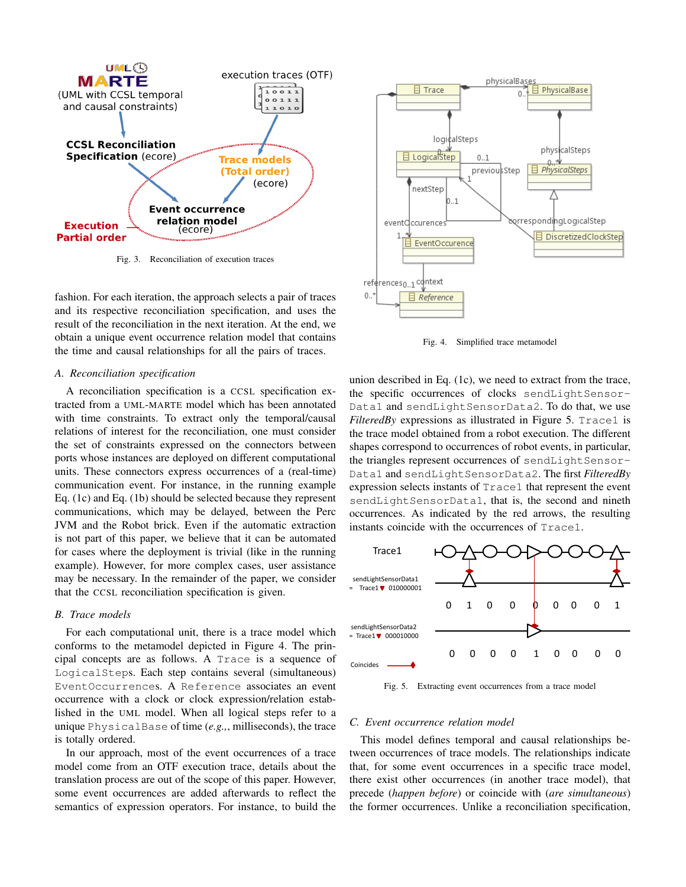Fig. 3. Reconciliation of execution traces

fashion. For each iteration, the approach selects a pair of traces and its respective reconciliation specification, and uses the result of the reconciliation in the next iteration. At the end, we obtain a unique event occurrence relation model that contains the time and causal relationships for all the pairs of traces.

### A. Reconciliation specification

A reconciliation specification is a CCSL specification extracted from a UML-MARTE model which has been annotated with time constraints. To extract only the temporal/causal relations of interest for the reconciliation, one must consider the set of constraints expressed on the connectors between ports whose instances are deployed on different computational units. These connectors express occurrences of a (real-time) communication event. For instance, in the running example Eq. (1c) and Eq. (1b) should be selected because they represent communications, which may be delayed, between the Perc JVM and the Robot brick. Even if the automatic extraction is not part of this paper, we believe that it can be automated for cases where the deployment is trivial (like in the running example). However, for more complex cases, user assistance may be necessary. In the remainder of the paper, we consider that the CCSL reconciliation specification is given.

### B. Trace models

For each computational unit, there is a trace model which conforms to the metamodel depicted in Figure 4. The principal concepts are as follows. A `Trace` is a sequence of `LogicalSteps`. Each step contains several (simultaneous) `EventOccurrences`. A `Reference` associates an event occurrence with a clock or clock expression/relation established in the UML model. When all logical steps refer to a unique `PhysicalBase` of time (*e.g.*,, milliseconds), the trace is totally ordered.

In our approach, most of the event occurrences of a trace model come from an OTF execution trace, details about the translation process are out of the scope of this paper. However, some event occurrences are added afterwards to reflect the semantics of expression operators. For instance, to build the

Fig. 4. Simplified trace metamodel

union described in Eq. (1c), we need to extract from the trace, the specific occurrences of clocks `sendLightSensorData1` and `sendLightSensorData2`. To do that, we use *FilteredBy* expressions as illustrated in Figure 5. `Trace1` is the trace model obtained from a robot execution. The different shapes correspond to occurrences of robot events, in particular, the triangles represent occurrences of `sendLightSensorData1` and `sendLightSensorData2`. The first *FilteredBy* expression selects instants of `Trace1` that represent the event `sendLightSensorData1`, that is, the second and nineth occurrences. As indicated by the red arrows, the resulting instants coincide with the occurrences of `Trace1`.

Fig. 5. Extracting event occurrences from a trace model

### C. Event occurrence relation model

This model defines temporal and causal relationships between occurrences of trace models. The relationships indicate that, for some event occurrences in a specific trace model, there exist other occurrences (in another trace model), that precede (*happen before*) or coincide with (*are simultaneous*) the former occurrences. Unlike a reconciliation specification,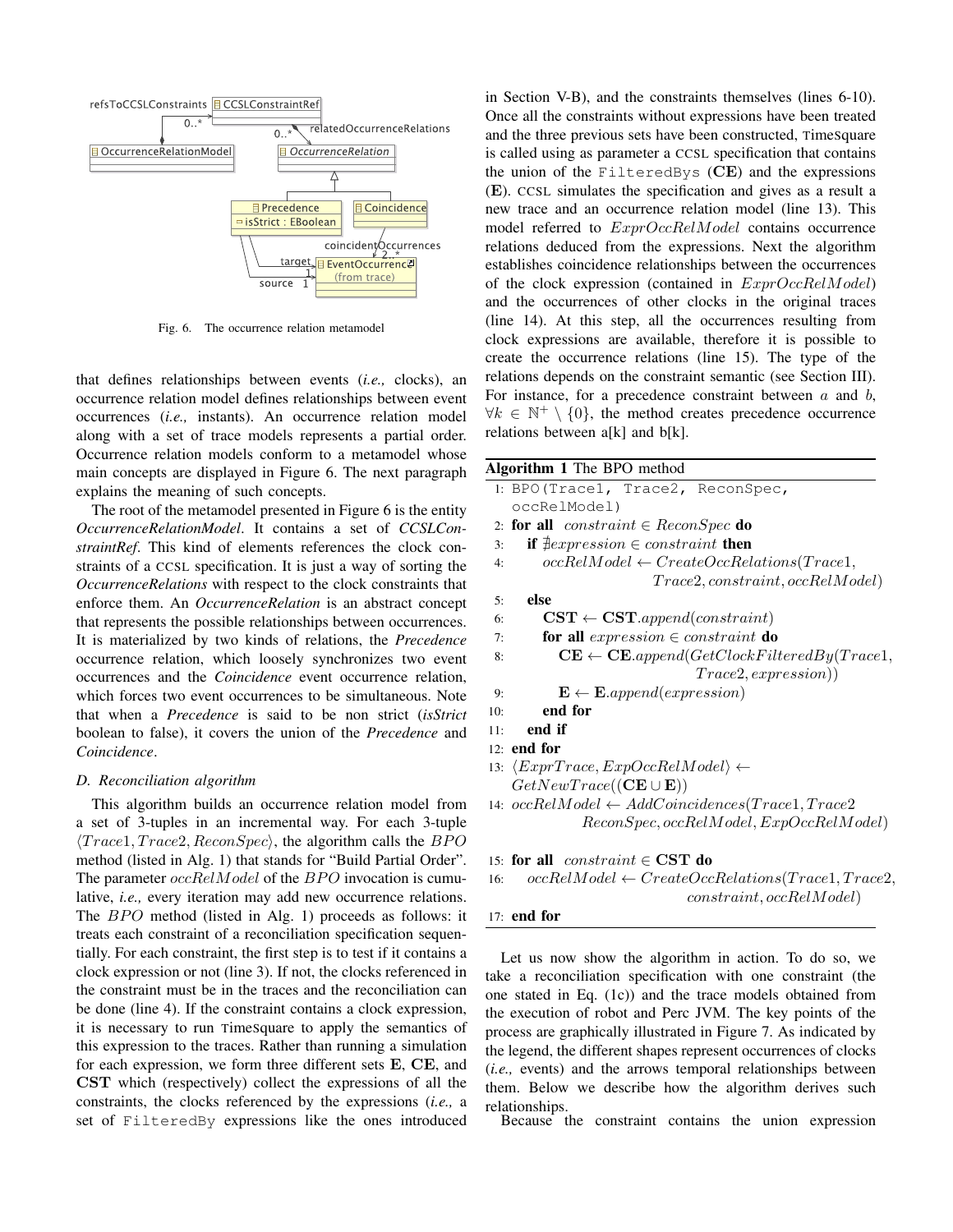Fig. 6. The occurrence relation metamodel

that defines relationships between events (*i.e.,* clocks), an occurrence relation model defines relationships between event occurrences (*i.e.,* instants). An occurrence relation model along with a set of trace models represents a partial order. Occurrence relation models conform to a metamodel whose main concepts are displayed in Figure 6. The next paragraph explains the meaning of such concepts.

The root of the metamodel presented in Figure 6 is the entity *OccurrenceRelationModel*. It contains a set of *CCSLConstraintRef*. This kind of elements references the clock constraints of a CCSL specification. It is just a way of sorting the *OccurrenceRelations* with respect to the clock constraints that enforce them. An *OccurrenceRelation* is an abstract concept that represents the possible relationships between occurrences. It is materialized by two kinds of relations, the *Precedence* occurrence relation, which loosely synchronizes two event occurrences and the *Coincidence* event occurrence relation, which forces two event occurrences to be simultaneous. Note that when a *Precedence* is said to be non strict (*isStrict* boolean to false), it covers the union of the *Precedence* and *Coincidence*.

### D. Reconciliation algorithm

This algorithm builds an occurrence relation model from a set of 3-tuples in an incremental way. For each 3-tuple $\langle Trace1, Trace2, ReconSpec\rangle$, the algorithm calls the $BPO$ method (listed in Alg. 1) that stands for "Build Partial Order". The parameter $occRelModel$ of the $BPO$ invocation is cumulative, *i.e.,* every iteration may add new occurrence relations. The $BPO$ method (listed in Alg. 1) proceeds as follows: it treats each constraint of a reconciliation specification sequentially. For each constraint, the first step is to test if it contains a clock expression or not (line 3). If not, the clocks referenced in the constraint must be in the traces and the reconciliation can be done (line 4). If the constraint contains a clock expression, it is necessary to run TimeSquare to apply the semantics of this expression to the traces. Rather than running a simulation for each expression, we form three different sets **E**, **CE**, and **CST** which (respectively) collect the expressions of all the constraints, the clocks referenced by the expressions (*i.e.,* a set of `FilteredBy` expressions like the ones introduced in Section V-B), and the constraints themselves (lines 6-10). Once all the constraints without expressions have been treated and the three previous sets have been constructed, TimeSquare is called using as parameter a CCSL specification that contains the union of the `FilteredBys` (**CE**) and the expressions (**E**). CCSL simulates the specification and gives as a result a new trace and an occurrence relation model (line 13). This model referred to $ExprOccRelModel$ contains occurrence relations deduced from the expressions. Next the algorithm establishes coincidence relationships between the occurrences of the clock expression (contained in $ExprOccRelModel$) and the occurrences of other clocks in the original traces (line 14). At this step, all the occurrences resulting from clock expressions are available, therefore it is possible to create the occurrence relations (line 15). The type of the relations depends on the constraint semantic (see Section III). For instance, for a precedence constraint between $a$ and $b$, $\forall k \in \mathbb{N}^+ \setminus \{0\}$, the method creates precedence occurrence relations between a[k] and b[k].

**Algorithm 1** The BPO method

```
1: BPO(Trace1, Trace2, ReconSpec,
   occRelModel)
2: for all constraint ∈ ReconSpec do
3:    if ∄expression ∈ constraint then
4:       occRelModel ← CreateOccRelations(Trace1,
                        Trace2, constraint, occRelModel)
5:    else
6:       CST ← CST.append(constraint)
7:       for all expression ∈ constraint do
8:          CE ← CE.append(GetClockFilteredBy(Trace1,
                           Trace2, expression))
9:          E ← E.append(expression)
10:      end for
11:   end if
12: end for
13: ⟨ExprTrace, ExpOccRelModel⟩ ←
    GetNewTrace((CE ∪ E))
14: occRelModel ← AddCoincidences(Trace1, Trace2
          ReconSpec, occRelModel, ExpOccRelModel)

15: for all constraint ∈ CST do
16:    occRelModel ← CreateOccRelations(Trace1, Trace2,
                        constraint, occRelModel)
17: end for
```

Let us now show the algorithm in action. To do so, we take a reconciliation specification with one constraint (the one stated in Eq. (1c)) and the trace models obtained from the execution of robot and Perc JVM. The key points of the process are graphically illustrated in Figure 7. As indicated by the legend, the different shapes represent occurrences of clocks (*i.e.,* events) and the arrows temporal relationships between them. Below we describe how the algorithm derives such relationships.

Because the constraint contains the union expression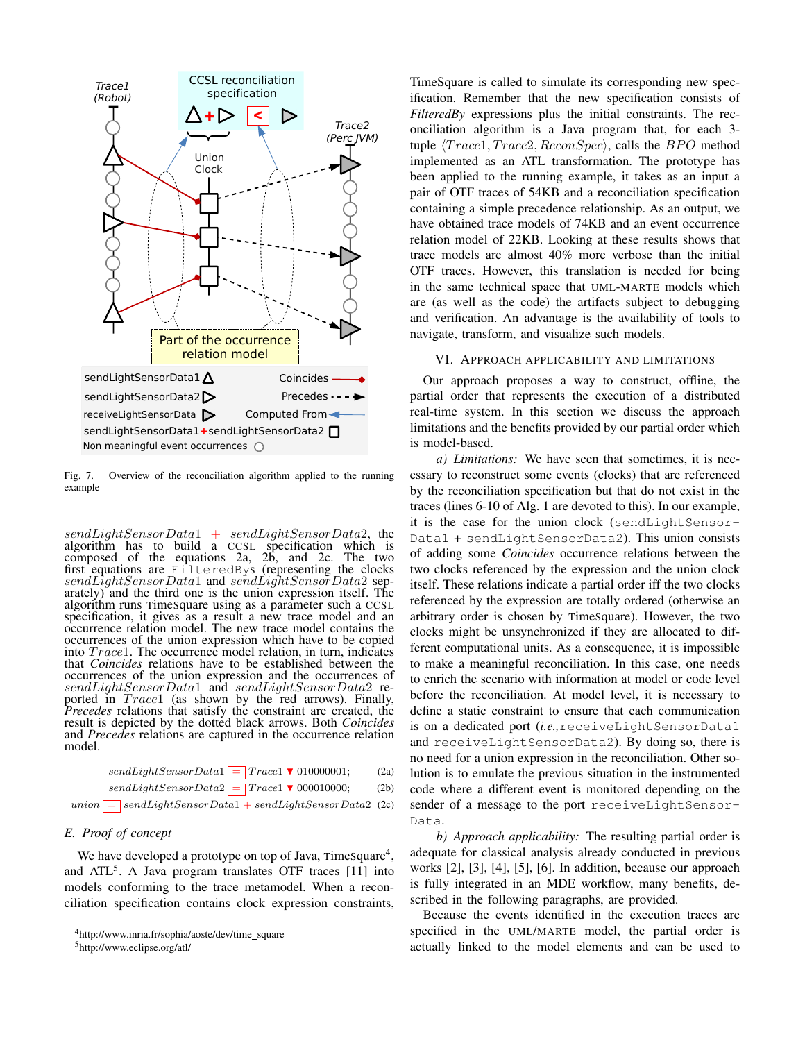Fig. 7. Overview of the reconciliation algorithm applied to the running example

$sendLightSensorData1 + sendLightSensorData2$, the algorithm has to build a CCSL specification which is composed of the equations 2a, 2b, and 2c. The two first equations are FilteredBys (representing the clocks $sendLightSensorData1$ and $sendLightSensorData2$ separately) and the third one is the union expression itself. The algorithm runs TimeSquare using as a parameter such a CCSL specification, it gives as a result a new trace model and an occurrence relation model. The new trace model contains the occurrences of the union expression which have to be copied into $Trace1$. The occurrence model relation, in turn, indicates that *Coincides* relations have to be established between the occurrences of the union expression and the occurrences of $sendLightSensorData1$ and $sendLightSensorData2$ reported in $Trace1$ (as shown by the red arrows). Finally, *Precedes* relations that satisfy the constraint are created, the result is depicted by the dotted black arrows. Both *Coincides* and *Precedes* relations are captured in the occurrence relation model.

$$sendLightSensorData1 \;\boxed{=}\; Trace1 \blacktriangledown 010000001; \quad (2a)$$

$$sendLightSensorData2 \;\boxed{=}\; Trace1 \blacktriangledown 000010000; \quad (2b)$$

$$union \;\boxed{=}\; sendLightSensorData1 + sendLightSensorData2 \quad (2c)$$

### E. Proof of concept

We have developed a prototype on top of Java, TimeSquare[4], and ATL[5]. A Java program translates OTF traces [11] into models conforming to the trace metamodel. When a reconciliation specification contains clock expression constraints, TimeSquare is called to simulate its corresponding new specification. Remember that the new specification consists of *FilteredBy* expressions plus the initial constraints. The reconciliation algorithm is a Java program that, for each 3-tuple $\langle Trace1, Trace2, ReconSpec\rangle$, calls the $BPO$ method implemented as an ATL transformation. The prototype has been applied to the running example, it takes as an input a pair of OTF traces of 54KB and a reconciliation specification containing a simple precedence relationship. As an output, we have obtained trace models of 74KB and an event occurrence relation model of 22KB. Looking at these results shows that trace models are almost 40% more verbose than the initial OTF traces. However, this translation is needed for being in the same technical space that UML-MARTE models which are (as well as the code) the artifacts subject to debugging and verification. An advantage is the availability of tools to navigate, transform, and visualize such models.

## VI. Approach applicability and limitations

Our approach proposes a way to construct, offline, the partial order that represents the execution of a distributed real-time system. In this section we discuss the approach limitations and the benefits provided by our partial order which is model-based.

*a) Limitations:* We have seen that sometimes, it is necessary to reconstruct some events (clocks) that are referenced by the reconciliation specification but that do not exist in the traces (lines 6-10 of Alg. 1 are devoted to this). In our example, it is the case for the union clock (sendLightSensorData1 + sendLightSensorData2). This union consists of adding some *Coincides* occurrence relations between the two clocks referenced by the expression and the union clock itself. These relations indicate a partial order iff the two clocks referenced by the expression are totally ordered (otherwise an arbitrary order is chosen by TimeSquare). However, the two clocks might be unsynchronized if they are allocated to different computational units. As a consequence, it is impossible to make a meaningful reconciliation. In this case, one needs to enrich the scenario with information at model or code level before the reconciliation. At model level, it is necessary to define a static constraint to ensure that each communication is on a dedicated port (*i.e.,* receiveLightSensorData1 and receiveLightSensorData2). By doing so, there is no need for a union expression in the reconciliation. Other solution is to emulate the previous situation in the instrumented code where a different event is monitored depending on the sender of a message to the port receiveLightSensorData.

*b) Approach applicability:* The resulting partial order is adequate for classical analysis already conducted in previous works [2], [3], [4], [5], [6]. In addition, because our approach is fully integrated in an MDE workflow, many benefits, described in the following paragraphs, are provided.

Because the events identified in the execution traces are specified in the UML/MARTE model, the partial order is actually linked to the model elements and can be used to

[4] http://www.inria.fr/sophia/aoste/dev/time_square

[5] http://www.eclipse.org/atl/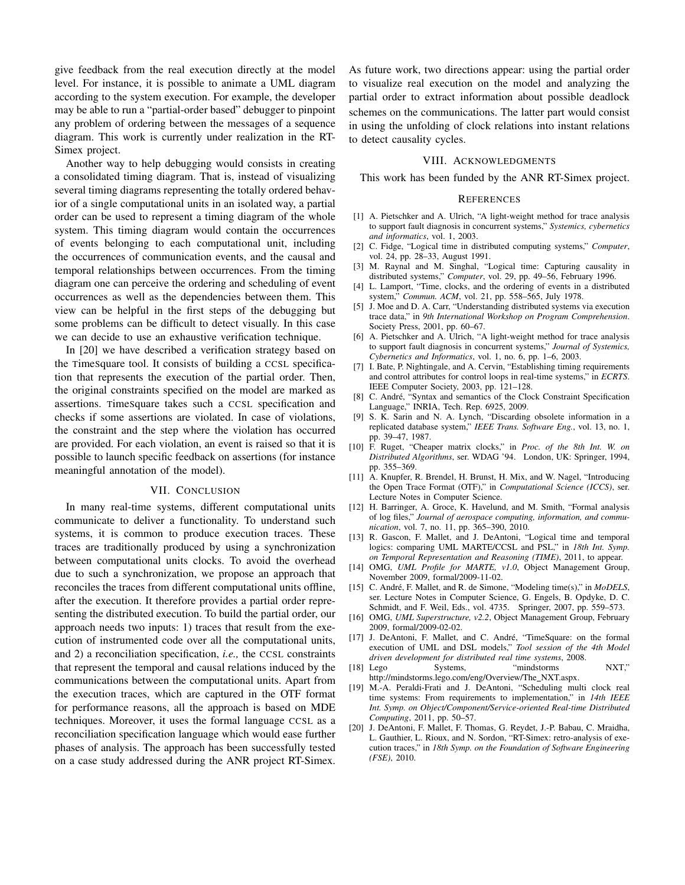give feedback from the real execution directly at the model level. For instance, it is possible to animate a UML diagram according to the system execution. For example, the developer may be able to run a "partial-order based" debugger to pinpoint any problem of ordering between the messages of a sequence diagram. This work is currently under realization in the RT-Simex project.

Another way to help debugging would consists in creating a consolidated timing diagram. That is, instead of visualizing several timing diagrams representing the totally ordered behavior of a single computational units in an isolated way, a partial order can be used to represent a timing diagram of the whole system. This timing diagram would contain the occurrences of events belonging to each computational unit, including the occurrences of communication events, and the causal and temporal relationships between occurrences. From the timing diagram one can perceive the ordering and scheduling of event occurrences as well as the dependencies between them. This view can be helpful in the first steps of the debugging but some problems can be difficult to detect visually. In this case we can decide to use an exhaustive verification technique.

In [20] we have described a verification strategy based on the TimeSquare tool. It consists of building a CCSL specification that represents the execution of the partial order. Then, the original constraints specified on the model are marked as assertions. TimeSquare takes such a CCSL specification and checks if some assertions are violated. In case of violations, the constraint and the step where the violation has occurred are provided. For each violation, an event is raised so that it is possible to launch specific feedback on assertions (for instance meaningful annotation of the model).

## VII. Conclusion

In many real-time systems, different computational units communicate to deliver a functionality. To understand such systems, it is common to produce execution traces. These traces are traditionally produced by using a synchronization between computational units clocks. To avoid the overhead due to such a synchronization, we propose an approach that reconciles the traces from different computational units offline, after the execution. It therefore provides a partial order representing the distributed execution. To build the partial order, our approach needs two inputs: 1) traces that result from the execution of instrumented code over all the computational units, and 2) a reconciliation specification, *i.e.,* the CCSL constraints that represent the temporal and causal relations induced by the communications between the computational units. Apart from the execution traces, which are captured in the OTF format for performance reasons, all the approach is based on MDE techniques. Moreover, it uses the formal language CCSL as a reconciliation specification language which would ease further phases of analysis. The approach has been successfully tested on a case study addressed during the ANR project RT-Simex. As future work, two directions appear: using the partial order to visualize real execution on the model and analyzing the partial order to extract information about possible deadlock schemes on the communications. The latter part would consist in using the unfolding of clock relations into instant relations to detect causality cycles.

## VIII. Acknowledgments

This work has been funded by the ANR RT-Simex project.

## References

[1] A. Pietschker and A. Ulrich, "A light-weight method for trace analysis to support fault diagnosis in concurrent systems," *Systemics, cybernetics and informatics*, vol. 1, 2003.

[2] C. Fidge, "Logical time in distributed computing systems," *Computer*, vol. 24, pp. 28–33, August 1991.

[3] M. Raynal and M. Singhal, "Logical time: Capturing causality in distributed systems," *Computer*, vol. 29, pp. 49–56, February 1996.

[4] L. Lamport, "Time, clocks, and the ordering of events in a distributed system," *Commun. ACM*, vol. 21, pp. 558–565, July 1978.

[5] J. Moe and D. A. Carr, "Understanding distributed systems via execution trace data," in *9th International Workshop on Program Comprehension*. Society Press, 2001, pp. 60–67.

[6] A. Pietschker and A. Ulrich, "A light-weight method for trace analysis to support fault diagnosis in concurrent systems," *Journal of Systemics, Cybernetics and Informatics*, vol. 1, no. 6, pp. 1–6, 2003.

[7] I. Bate, P. Nightingale, and A. Cervin, "Establishing timing requirements and control attributes for control loops in real-time systems," in *ECRTS*. IEEE Computer Society, 2003, pp. 121–128.

[8] C. André, "Syntax and semantics of the Clock Constraint Specification Language," INRIA, Tech. Rep. 6925, 2009.

[9] S. K. Sarin and N. A. Lynch, "Discarding obsolete information in a replicated database system," *IEEE Trans. Software Eng.*, vol. 13, no. 1, pp. 39–47, 1987.

[10] F. Ruget, "Cheaper matrix clocks," in *Proc. of the 8th Int. W. on Distributed Algorithms*, ser. WDAG '94. London, UK: Springer, 1994, pp. 355–369.

[11] A. Knupfer, R. Brendel, H. Brunst, H. Mix, and W. Nagel, "Introducing the Open Trace Format (OTF)," in *Computational Science (ICCS)*, ser. Lecture Notes in Computer Science.

[12] H. Barringer, A. Groce, K. Havelund, and M. Smith, "Formal analysis of log files," *Journal of aerospace computing, information, and communication*, vol. 7, no. 11, pp. 365–390, 2010.

[13] R. Gascon, F. Mallet, and J. DeAntoni, "Logical time and temporal logics: comparing UML MARTE/CCSL and PSL," in *18th Int. Symp. on Temporal Representation and Reasoning (TIME)*, 2011, to appear.

[14] OMG, *UML Profile for MARTE, v1.0*, Object Management Group, November 2009, formal/2009-11-02.

[15] C. André, F. Mallet, and R. de Simone, "Modeling time(s)," in *MoDELS*, ser. Lecture Notes in Computer Science, G. Engels, B. Opdyke, D. C. Schmidt, and F. Weil, Eds., vol. 4735. Springer, 2007, pp. 559–573.

[16] OMG, *UML Superstructure, v2.2*, Object Management Group, February 2009, formal/2009-02-02.

[17] J. DeAntoni, F. Mallet, and C. André, "TimeSquare: on the formal execution of UML and DSL models," *Tool session of the 4th Model driven development for distributed real time systems*, 2008.

[18] Lego Systems, "mindstorms NXT," http://mindstorms.lego.com/eng/Overview/The_NXT.aspx.

[19] M.-A. Peraldi-Frati and J. DeAntoni, "Scheduling multi clock real time systems: From requirements to implementation," in *14th IEEE Int. Symp. on Object/Component/Service-oriented Real-time Distributed Computing*, 2011, pp. 50–57.

[20] J. DeAntoni, F. Mallet, F. Thomas, G. Reydet, J.-P. Babau, C. Mraidha, L. Gauthier, L. Rioux, and N. Sordon, "RT-Simex: retro-analysis of execution traces," in *18th Symp. on the Foundation of Software Engineering (FSE)*, 2010.